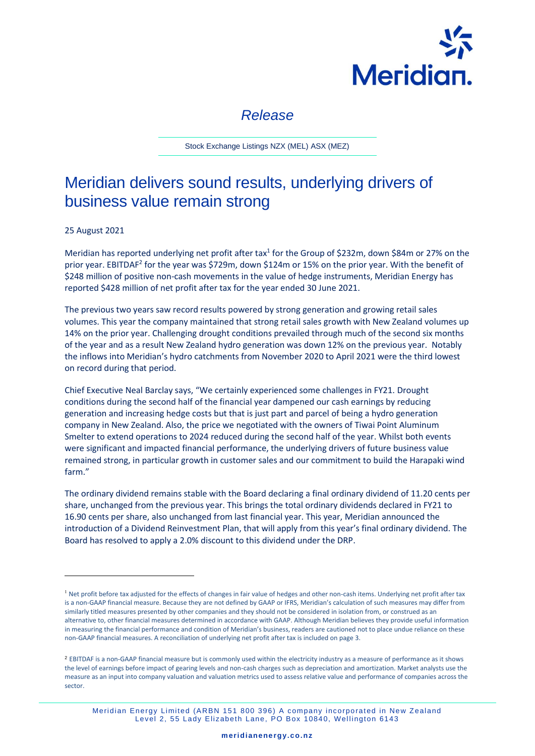# Release

Stock Exchange Listings NZX (MEL) ASX (MEZ)

## Meridian delivers sound results, underlying drivers of business value remain strong

25 August 2021

Meridian has reported underlying net profit after tax[1] for the Group of $232m, down $84m or 27% on the prior year. EBITDAF[2] for the year was $729m, down $124m or 15% on the prior year. With the benefit of $248 million of positive non-cash movements in the value of hedge instruments, Meridian Energy has reported $428 million of net profit after tax for the year ended 30 June 2021.

The previous two years saw record results powered by strong generation and growing retail sales volumes. This year the company maintained that strong retail sales growth with New Zealand volumes up 14% on the prior year. Challenging drought conditions prevailed through much of the second six months of the year and as a result New Zealand hydro generation was down 12% on the previous year. Notably the inflows into Meridian's hydro catchments from November 2020 to April 2021 were the third lowest on record during that period.

Chief Executive Neal Barclay says, "We certainly experienced some challenges in FY21. Drought conditions during the second half of the financial year dampened our cash earnings by reducing generation and increasing hedge costs but that is just part and parcel of being a hydro generation company in New Zealand. Also, the price we negotiated with the owners of Tiwai Point Aluminum Smelter to extend operations to 2024 reduced during the second half of the year. Whilst both events were significant and impacted financial performance, the underlying drivers of future business value remained strong, in particular growth in customer sales and our commitment to build the Harapaki wind farm."

The ordinary dividend remains stable with the Board declaring a final ordinary dividend of 11.20 cents per share, unchanged from the previous year. This brings the total ordinary dividends declared in FY21 to 16.90 cents per share, also unchanged from last financial year. This year, Meridian announced the introduction of a Dividend Reinvestment Plan, that will apply from this year's final ordinary dividend. The Board has resolved to apply a 2.0% discount to this dividend under the DRP.

---

[1] Net profit before tax adjusted for the effects of changes in fair value of hedges and other non-cash items. Underlying net profit after tax is a non-GAAP financial measure. Because they are not defined by GAAP or IFRS, Meridian's calculation of such measures may differ from similarly titled measures presented by other companies and they should not be considered in isolation from, or construed as an alternative to, other financial measures determined in accordance with GAAP. Although Meridian believes they provide useful information in measuring the financial performance and condition of Meridian's business, readers are cautioned not to place undue reliance on these non-GAAP financial measures. A reconciliation of underlying net profit after tax is included on page 3.

[2] EBITDAF is a non-GAAP financial measure but is commonly used within the electricity industry as a measure of performance as it shows the level of earnings before impact of gearing levels and non-cash charges such as depreciation and amortization. Market analysts use the measure as an input into company valuation and valuation metrics used to assess relative value and performance of companies across the sector.

Meridian Energy Limited (ARBN 151 800 396) A company incorporated in New Zealand
Level 2, 55 Lady Elizabeth Lane, PO Box 10840, Wellington 6143

meridianenergy.co.nz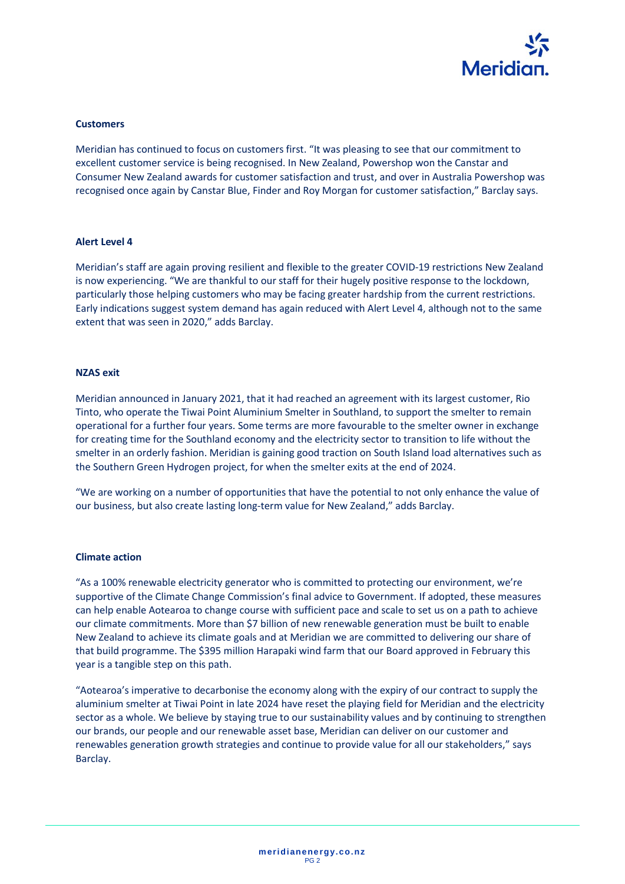**Customers**

Meridian has continued to focus on customers first. "It was pleasing to see that our commitment to excellent customer service is being recognised. In New Zealand, Powershop won the Canstar and Consumer New Zealand awards for customer satisfaction and trust, and over in Australia Powershop was recognised once again by Canstar Blue, Finder and Roy Morgan for customer satisfaction," Barclay says.

**Alert Level 4**

Meridian's staff are again proving resilient and flexible to the greater COVID-19 restrictions New Zealand is now experiencing. "We are thankful to our staff for their hugely positive response to the lockdown, particularly those helping customers who may be facing greater hardship from the current restrictions. Early indications suggest system demand has again reduced with Alert Level 4, although not to the same extent that was seen in 2020," adds Barclay.

**NZAS exit**

Meridian announced in January 2021, that it had reached an agreement with its largest customer, Rio Tinto, who operate the Tiwai Point Aluminium Smelter in Southland, to support the smelter to remain operational for a further four years. Some terms are more favourable to the smelter owner in exchange for creating time for the Southland economy and the electricity sector to transition to life without the smelter in an orderly fashion. Meridian is gaining good traction on South Island load alternatives such as the Southern Green Hydrogen project, for when the smelter exits at the end of 2024.

"We are working on a number of opportunities that have the potential to not only enhance the value of our business, but also create lasting long-term value for New Zealand," adds Barclay.

**Climate action**

"As a 100% renewable electricity generator who is committed to protecting our environment, we're supportive of the Climate Change Commission's final advice to Government. If adopted, these measures can help enable Aotearoa to change course with sufficient pace and scale to set us on a path to achieve our climate commitments. More than $7 billion of new renewable generation must be built to enable New Zealand to achieve its climate goals and at Meridian we are committed to delivering our share of that build programme. The $395 million Harapaki wind farm that our Board approved in February this year is a tangible step on this path.

"Aotearoa's imperative to decarbonise the economy along with the expiry of our contract to supply the aluminium smelter at Tiwai Point in late 2024 have reset the playing field for Meridian and the electricity sector as a whole. We believe by staying true to our sustainability values and by continuing to strengthen our brands, our people and our renewable asset base, Meridian can deliver on our customer and renewables generation growth strategies and continue to provide value for all our stakeholders," says Barclay.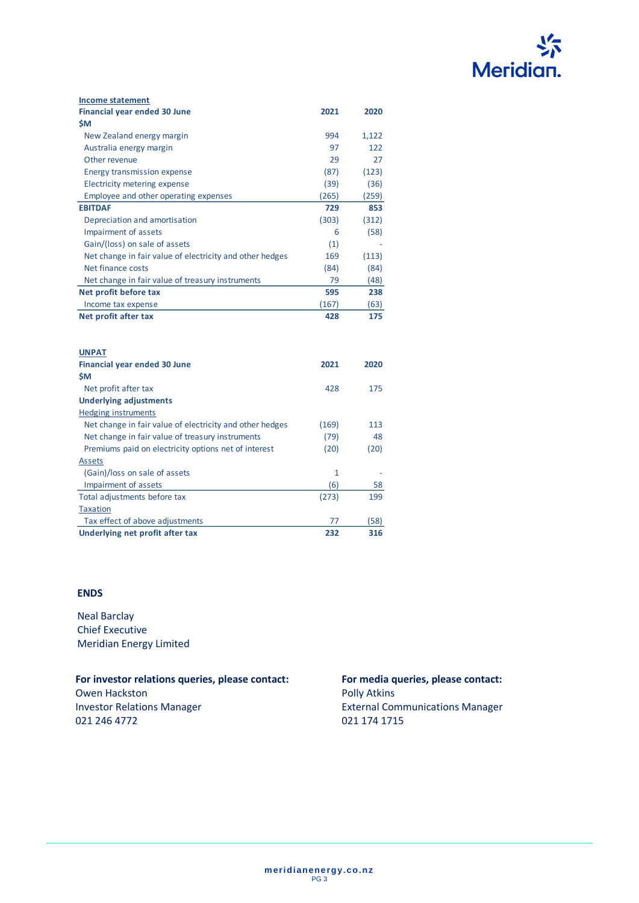**Income statement**

| Financial year ended 30 June<br>$M | 2021 | 2020 |
|---|---|---|
| New Zealand energy margin | 994 | 1,122 |
| Australia energy margin | 97 | 122 |
| Other revenue | 29 | 27 |
| Energy transmission expense | (87) | (123) |
| Electricity metering expense | (39) | (36) |
| Employee and other operating expenses | (265) | (259) |
| **EBITDAF** | **729** | **853** |
| Depreciation and amortisation | (303) | (312) |
| Impairment of assets | 6 | (58) |
| Gain/(loss) on sale of assets | (1) | - |
| Net change in fair value of electricity and other hedges | 169 | (113) |
| Net finance costs | (84) | (84) |
| Net change in fair value of treasury instruments | 79 | (48) |
| **Net profit before tax** | **595** | **238** |
| Income tax expense | (167) | (63) |
| **Net profit after tax** | **428** | **175** |

**UNPAT**

| Financial year ended 30 June<br>$M | 2021 | 2020 |
|---|---|---|
| Net profit after tax | 428 | 175 |
| **Underlying adjustments** | | |
| Hedging instruments | | |
| Net change in fair value of electricity and other hedges | (169) | 113 |
| Net change in fair value of treasury instruments | (79) | 48 |
| Premiums paid on electricity options net of interest | (20) | (20) |
| Assets | | |
| (Gain)/loss on sale of assets | 1 | - |
| Impairment of assets | (6) | 58 |
| Total adjustments before tax | (273) | 199 |
| Taxation | | |
| Tax effect of above adjustments | 77 | (58) |
| **Underlying net profit after tax** | **232** | **316** |

**ENDS**

Neal Barclay
Chief Executive
Meridian Energy Limited

**For investor relations queries, please contact:**
Owen Hackston
Investor Relations Manager
021 246 4772

**For media queries, please contact:**
Polly Atkins
External Communications Manager
021 174 1715

meridianenergy.co.nz